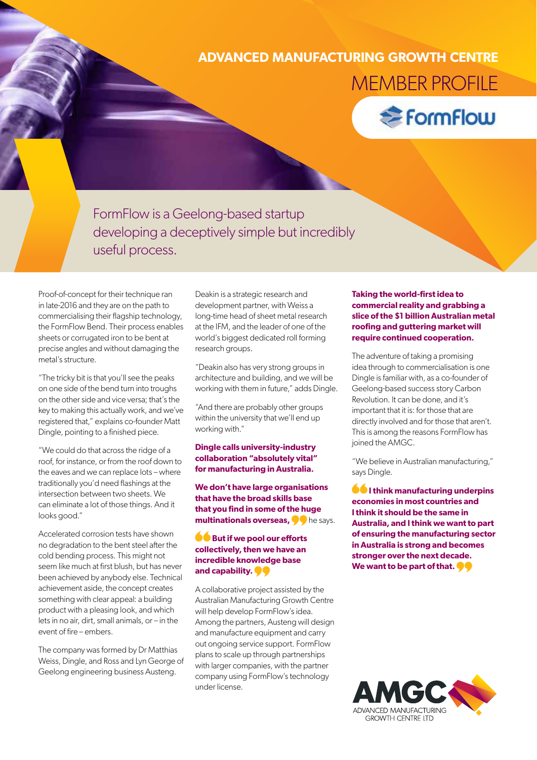# ADVANCED MANUFACTURING GROWTH CENTRE

## MEMBER PROFILE

FormFlow

FormFlow is a Geelong-based startup developing a deceptively simple but incredibly useful process.

Proof-of-concept for their technique ran in late-2016 and they are on the path to commercialising their flagship technology, the FormFlow Bend. Their process enables sheets or corrugated iron to be bent at precise angles and without damaging the metal's structure.

"The tricky bit is that you'll see the peaks on one side of the bend turn into troughs on the other side and vice versa; that's the key to making this actually work, and we've registered that," explains co-founder Matt Dingle, pointing to a finished piece.

"We could do that across the ridge of a roof, for instance, or from the roof down to the eaves and we can replace lots – where traditionally you'd need flashings at the intersection between two sheets. We can eliminate a lot of those things. And it looks good."

Accelerated corrosion tests have shown no degradation to the bent steel after the cold bending process. This might not seem like much at first blush, but has never been achieved by anybody else. Technical achievement aside, the concept creates something with clear appeal: a building product with a pleasing look, and which lets in no air, dirt, small animals, or – in the event of fire – embers.

The company was formed by Dr Matthias Weiss, Dingle, and Ross and Lyn George of Geelong engineering business Austeng.

Deakin is a strategic research and development partner, with Weiss a long-time head of sheet metal research at the IFM, and the leader of one of the world's biggest dedicated roll forming research groups.

"Deakin also has very strong groups in architecture and building, and we will be working with them in future," adds Dingle.

"And there are probably other groups within the university that we'll end up working with."

**Dingle calls university-industry collaboration "absolutely vital" for manufacturing in Australia.**

**We don't have large organisations that have the broad skills base that you find in some of the huge multinationals overseas,** he says.

**But if we pool our efforts collectively, then we have an incredible knowledge base and capability.**

A collaborative project assisted by the Australian Manufacturing Growth Centre will help develop FormFlow's idea. Among the partners, Austeng will design and manufacture equipment and carry out ongoing service support. FormFlow plans to scale up through partnerships with larger companies, with the partner company using FormFlow's technology under license.

**Taking the world-first idea to commercial reality and grabbing a slice of the $1 billion Australian metal roofing and guttering market will require continued cooperation.**

The adventure of taking a promising idea through to commercialisation is one Dingle is familiar with, as a co-founder of Geelong-based success story Carbon Revolution. It can be done, and it's important that it is: for those that are directly involved and for those that aren't. This is among the reasons FormFlow has joined the AMGC.

"We believe in Australian manufacturing," says Dingle.

**I think manufacturing underpins economies in most countries and I think it should be the same in Australia, and I think we want to part of ensuring the manufacturing sector in Australia is strong and becomes stronger over the next decade. We want to be part of that.**

AMGC ADVANCED MANUFACTURING GROWTH CENTRE LTD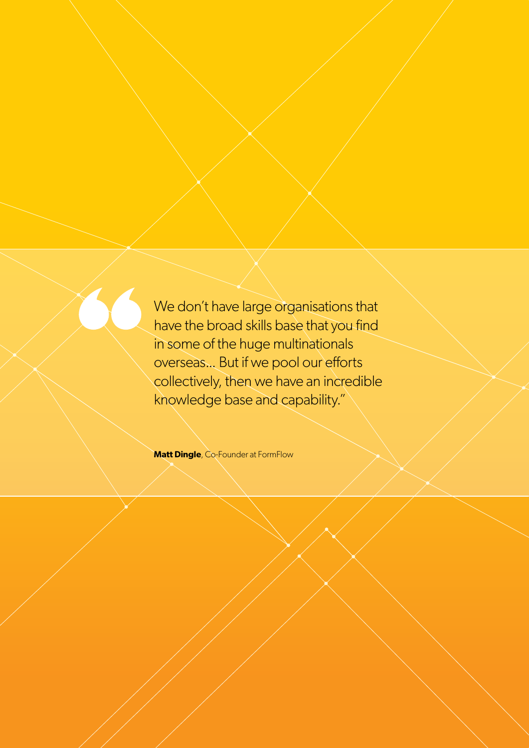> We don't have large organisations that have the broad skills base that you find in some of the huge multinationals overseas... But if we pool our efforts collectively, then we have an incredible knowledge base and capability."

**Matt Dingle**, Co-Founder at FormFlow